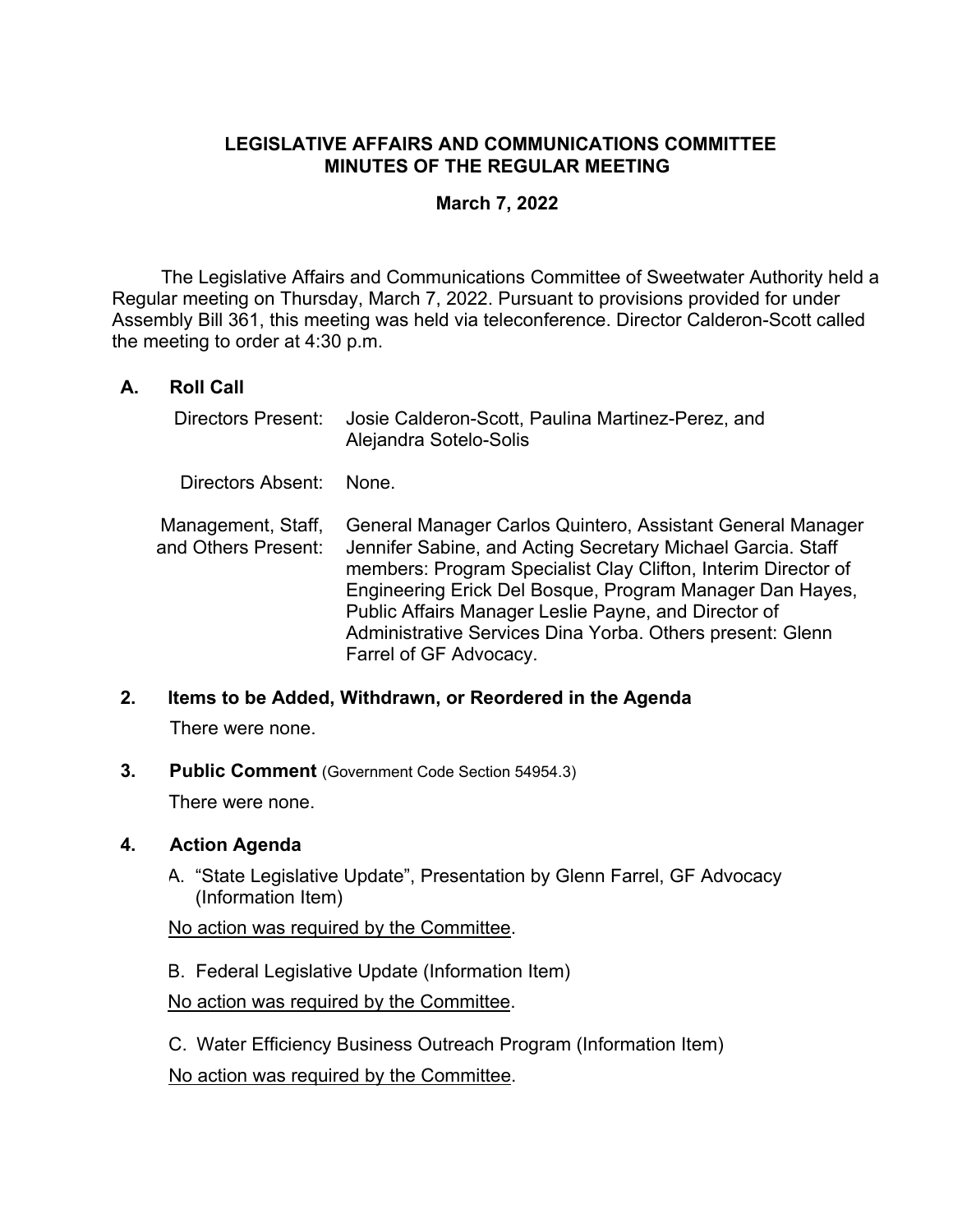# LEGISLATIVE AFFAIRS AND COMMUNICATIONS COMMITTEE
# MINUTES OF THE REGULAR MEETING

**March 7, 2022**

The Legislative Affairs and Communications Committee of Sweetwater Authority held a Regular meeting on Thursday, March 7, 2022. Pursuant to provisions provided for under Assembly Bill 361, this meeting was held via teleconference. Director Calderon-Scott called the meeting to order at 4:30 p.m.

## A. Roll Call

Directors Present: Josie Calderon-Scott, Paulina Martinez-Perez, and Alejandra Sotelo-Solis

Directors Absent: None.

Management, Staff, and Others Present: General Manager Carlos Quintero, Assistant General Manager Jennifer Sabine, and Acting Secretary Michael Garcia. Staff members: Program Specialist Clay Clifton, Interim Director of Engineering Erick Del Bosque, Program Manager Dan Hayes, Public Affairs Manager Leslie Payne, and Director of Administrative Services Dina Yorba. Others present: Glenn Farrel of GF Advocacy.

## 2. Items to be Added, Withdrawn, or Reordered in the Agenda

There were none.

## 3. Public Comment (Government Code Section 54954.3)

There were none.

## 4. Action Agenda

A. "State Legislative Update", Presentation by Glenn Farrel, GF Advocacy (Information Item)

No action was required by the Committee.

B. Federal Legislative Update (Information Item)

No action was required by the Committee.

C. Water Efficiency Business Outreach Program (Information Item)

No action was required by the Committee.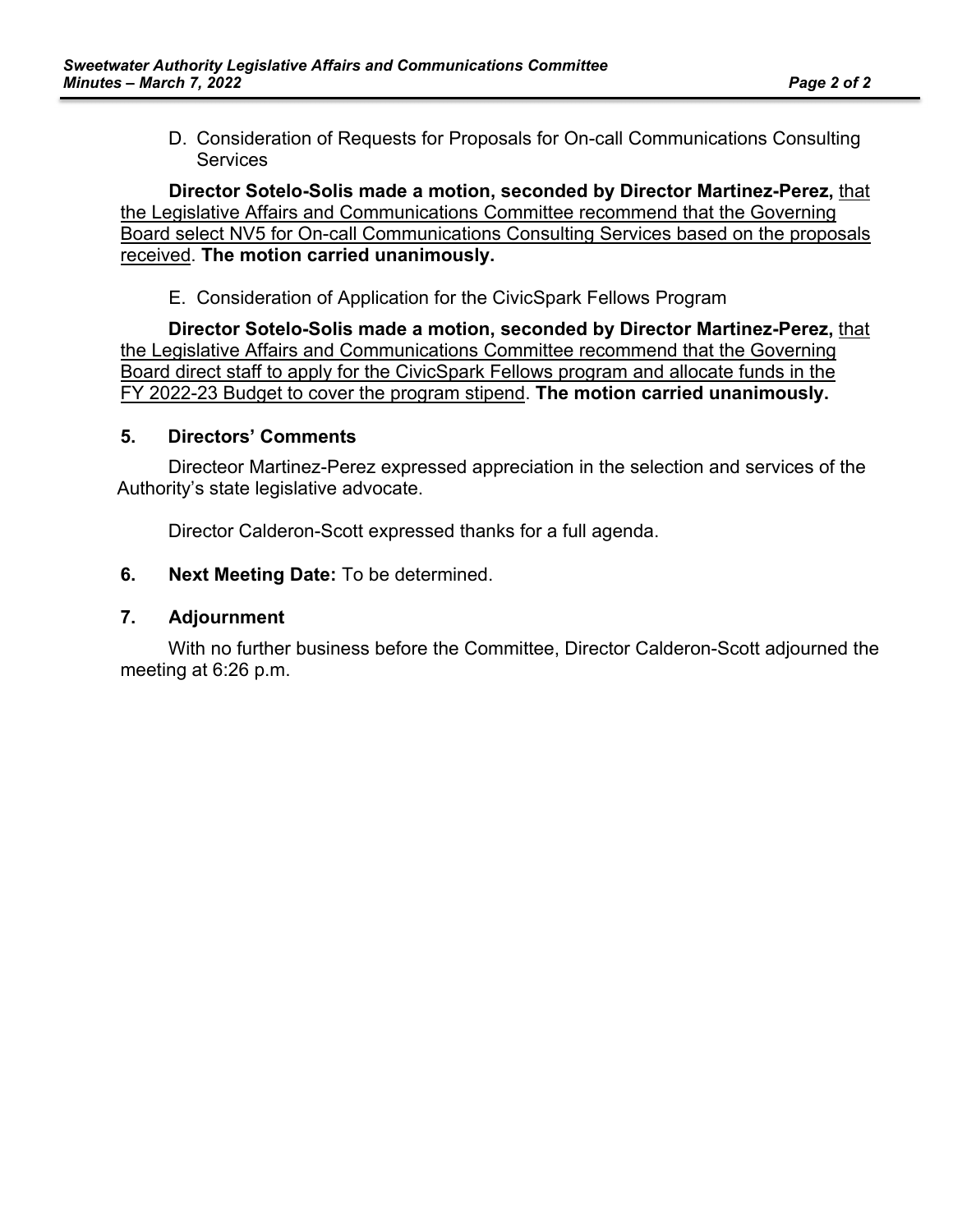D. Consideration of Requests for Proposals for On-call Communications Consulting Services

**Director Sotelo-Solis made a motion, seconded by Director Martinez-Perez,** <u>that the Legislative Affairs and Communications Committee recommend that the Governing Board select NV5 for On-call Communications Consulting Services based on the proposals received</u>. **The motion carried unanimously.**

E. Consideration of Application for the CivicSpark Fellows Program

**Director Sotelo-Solis made a motion, seconded by Director Martinez-Perez,** <u>that the Legislative Affairs and Communications Committee recommend that the Governing Board direct staff to apply for the CivicSpark Fellows program and allocate funds in the FY 2022-23 Budget to cover the program stipend</u>. **The motion carried unanimously.**

## 5. Directors' Comments

Directeor Martinez-Perez expressed appreciation in the selection and services of the Authority's state legislative advocate.

Director Calderon-Scott expressed thanks for a full agenda.

## 6. Next Meeting Date: To be determined.

## 7. Adjournment

With no further business before the Committee, Director Calderon-Scott adjourned the meeting at 6:26 p.m.